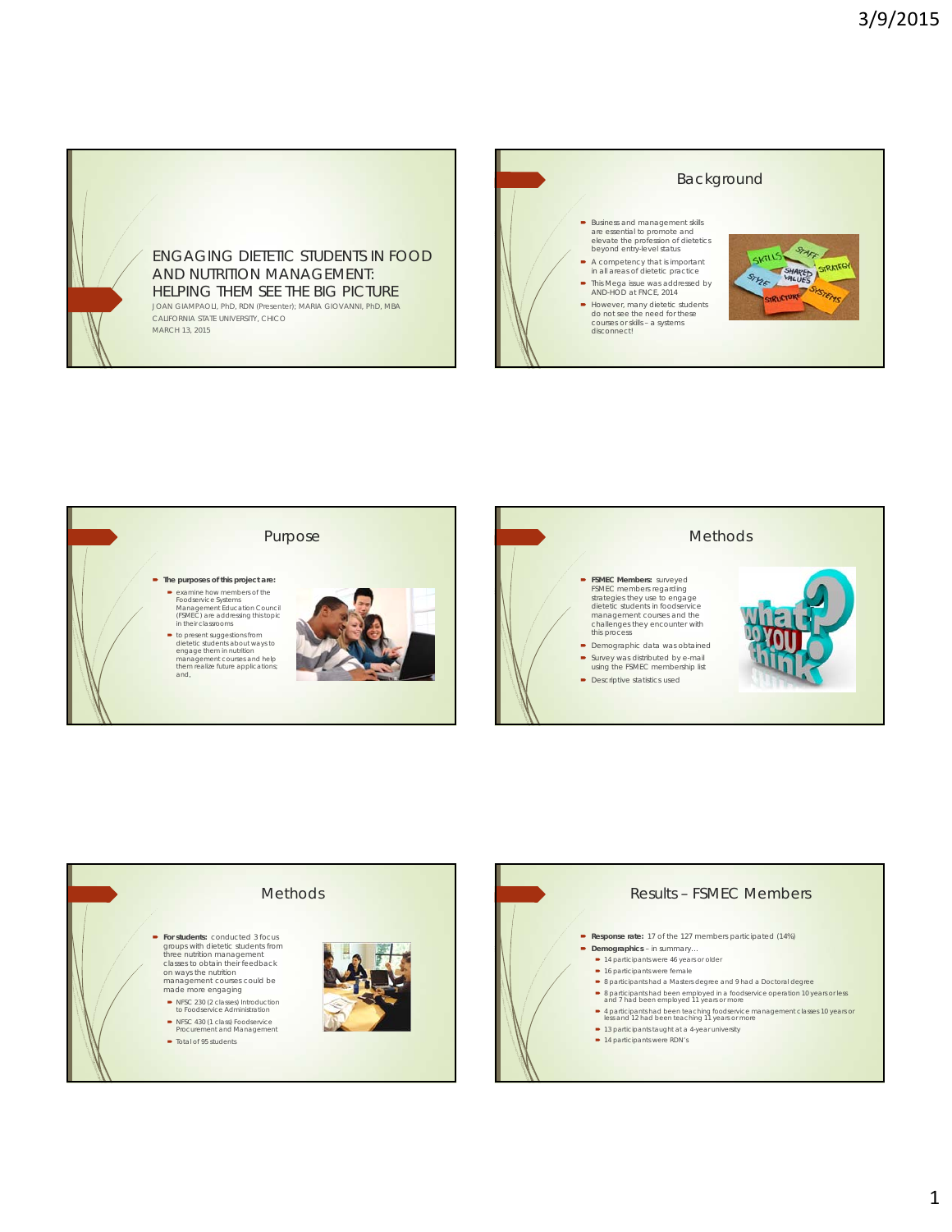# ENGAGING DIETETIC STUDENTS IN FOOD AND NUTRITION MANAGEMENT: HELPING THEM SEE THE BIG PICTURE

JOAN GIAMPAOLI, PhD, RDN (Presenter); MARIA GIOVANNI, PhD, MBA
CALIFORNIA STATE UNIVERSITY, CHICO
MARCH 13, 2015

## Background

- Business and management skills are essential to promote and elevate the profession of dietetics beyond entry-level status
- A competency that is important in all areas of dietetic practice
- This Mega issue was addressed by AND-HOD at FNCE, 2014
- However, many dietetic students do not see the need for these courses or skills – a systems disconnect!

## Purpose

- **The purposes of this project are:**
  - examine how members of the Foodservice Systems Management Education Council (FSMEC) are addressing this topic in their classrooms
  - to present suggestions from dietetic students about ways to engage them in nutrition management courses and help them realize future applications; and,

## Methods

- **FSMEC Members:** surveyed FSMEC members regarding strategies they use to engage dietetic students in foodservice management courses and the challenges they encounter with this process
- Demographic data was obtained
- Survey was distributed by e-mail using the FSMEC membership list
- Descriptive statistics used

## Methods

- **For students:** conducted 3 focus groups with dietetic students from three nutrition management classes to obtain their feedback on ways the nutrition management courses could be made more engaging
  - NFSC 230 (2 classes) Introduction to Foodservice Administration
  - NFSC 430 (1 class) Foodservice Procurement and Management
  - Total of 95 students

## Results – FSMEC Members

- **Response rate:** 17 of the 127 members participated (14%)
- **Demographics** – in summary…
  - 14 participants were 46 years or older
  - 16 participants were female
  - 8 participants had a Masters degree and 9 had a Doctoral degree
  - 8 participants had been employed in a foodservice operation 10 years or less and 7 had been employed 11 years or more
  - 4 participants had been teaching foodservice management classes 10 years or less and 12 had been teaching 11 years or more
  - 13 participants taught at a 4-year university
  - 14 participants were RDN's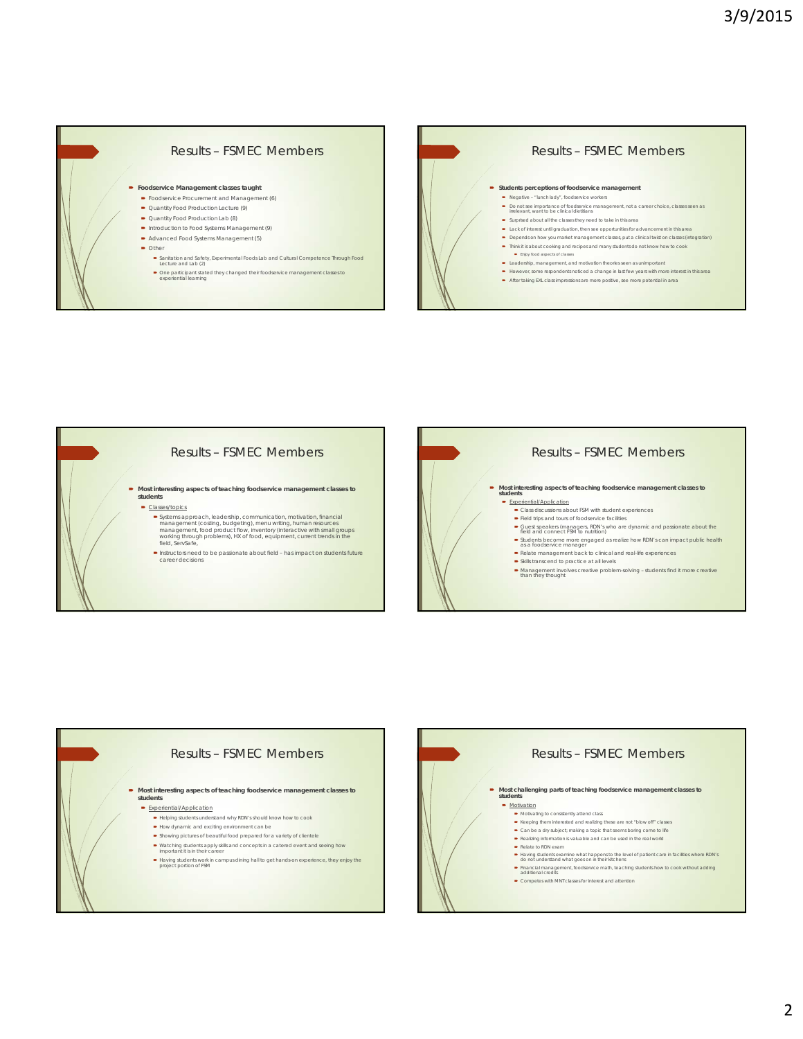## Results – FSMEC Members

- **Foodservice Management classes taught**
  - Foodservice Procurement and Management (6)
  - Quantity Food Production Lecture (9)
  - Quantity Food Production Lab (8)
  - Introduction to Food Systems Management (9)
  - Advanced Food Systems Management (5)
  - Other
    - Sanitation and Safety, Experimental Foods Lab and Cultural Competence Through Food Lecture and Lab (2)
    - One participant stated they changed their foodservice management classes to experiential learning

## Results – FSMEC Members

- **Students perceptions of foodservice management**
  - Negative – "lunch lady", foodservice workers
  - Do not see importance of foodservice management, not a career choice, classes seen as irrelevant, want to be clinical dietitians
  - Surprised about all the classes they need to take in this area
  - Lack of interest until graduation, then see opportunities for advancement in this area
  - Depends on how you market management classes, put a clinical twist on classes (integration)
  - Think it is about cooking and recipes and many students do not know how to cook
    - Enjoy food aspects of classes
  - Leadership, management, and motivation theories seen as unimportant
  - However, some respondents noticed a change in last few years with more interest in this area
  - After taking EXL class impressions are more positive, see more potential in area

## Results – FSMEC Members

- **Most interesting aspects of teaching foodservice management classes to students**
  - Classes/topics
    - Systems approach, leadership, communication, motivation, financial management (costing, budgeting), menu writing, human resources management, food product flow, inventory (interactive with small groups working through problems), HX of food, equipment, current trends in the field, ServSafe,
    - Instructors need to be passionate about field – has impact on students future career decisions

## Results – FSMEC Members

- **Most interesting aspects of teaching foodservice management classes to students**
  - Experiential/Application
    - Class discussions about FSM with student experiences
    - Field trips and tours of foodservice facilities
    - Guest speakers (managers, RDN's who are dynamic and passionate about the field and connect FSM to nutrition)
    - Students become more engaged as realize how RDN's can impact public health as a foodservice manager
    - Relate management back to clinical and real-life experiences
    - Skills transcend to practice at all levels
    - Management involves creative problem-solving – students find it more creative than they thought

## Results – FSMEC Members

- **Most interesting aspects of teaching foodservice management classes to students**
  - Experiential/Application
    - Helping students understand why RDN's should know how to cook
    - How dynamic and exciting environment can be
    - Showing pictures of beautiful food prepared for a variety of clientele
    - Watching students apply skills and concepts in a catered event and seeing how important it is in their career
    - Having students work in campus dining hall to get hands-on experience, they enjoy the project portion of FSM

## Results – FSMEC Members

- **Most challenging parts of teaching foodservice management classes to students**
  - Motivation
    - Motivating to consistently attend class
    - Keeping them interested and realizing these are not "blow off" classes
    - Can be a dry subject; making a topic that seems boring come to life
    - Realizing information is valuable and can be used in the real world
    - Relate to RDN exam
    - Having students examine what happens to the level of patient care in facilities where RDN's do not understand what goes on in their kitchens
    - Financial management, foodservice math, teaching students how to cook without adding additional credits
    - Competes with MNT classes for interest and attention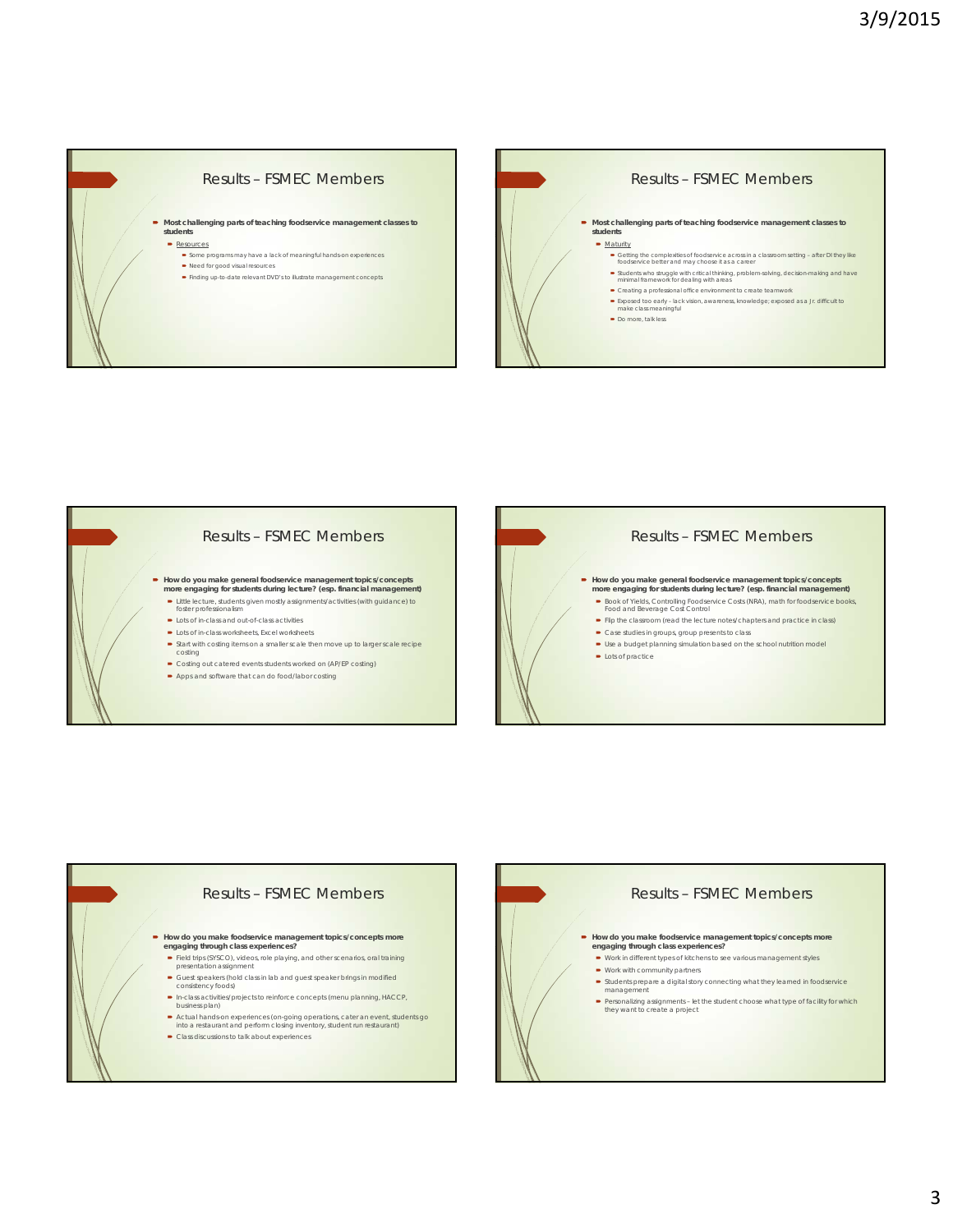## Results – FSMEC Members

- **Most challenging parts of teaching foodservice management classes to students**
  - Resources
    - Some programs may have a lack of meaningful hands-on experiences
    - Need for good visual resources
    - Finding up-to-date relevant DVD's to illustrate management concepts

## Results – FSMEC Members

- **Most challenging parts of teaching foodservice management classes to students**
  - Maturity
    - Getting the complexities of foodservice across in a classroom setting – after DI they like foodservice better and may choose it as a career
    - Students who struggle with critical thinking, problem-solving, decision-making and have minimal framework for dealing with areas
    - Creating a professional office environment to create teamwork
    - Exposed too early – lack vision, awareness, knowledge; exposed as a Jr. difficult to make class meaningful
    - Do more, talk less

## Results – FSMEC Members

- **How do you make general foodservice management topics/concepts more engaging for students during lecture? (esp. financial management)**
  - Little lecture, students given mostly assignments/activities (with guidance) to foster professionalism
  - Lots of in-class and out-of-class activities
  - Lots of in-class worksheets, Excel worksheets
  - Start with costing items on a smaller scale then move up to larger scale recipe costing
  - Costing out catered events students worked on (AP/EP costing)
  - Apps and software that can do food/labor costing

## Results – FSMEC Members

- **How do you make general foodservice management topics/concepts more engaging for students during lecture? (esp. financial management)**
  - Book of Yields, Controlling Foodservice Costs (NRA), math for foodservice books, Food and Beverage Cost Control
  - Flip the classroom (read the lecture notes/chapters and practice in class)
  - Case studies in groups, group presents to class
  - Use a budget planning simulation based on the school nutrition model
  - Lots of practice

## Results – FSMEC Members

- **How do you make foodservice management topics/concepts more engaging through class experiences?**
  - Field trips (SYSCO), videos, role playing, and other scenarios, oral training presentation assignment
  - Guest speakers (hold class in lab and guest speaker brings in modified consistency foods)
  - In-class activities/projects to reinforce concepts (menu planning, HACCP, business plan)
  - Actual hands-on experiences (on-going operations, cater an event, students go into a restaurant and perform closing inventory, student run restaurant)
  - Class discussions to talk about experiences

## Results – FSMEC Members

- **How do you make foodservice management topics/concepts more engaging through class experiences?**
  - Work in different types of kitchens to see various management styles
  - Work with community partners
  - Students prepare a digital story connecting what they learned in foodservice management
  - Personalizing assignments – let the student choose what type of facility for which they want to create a project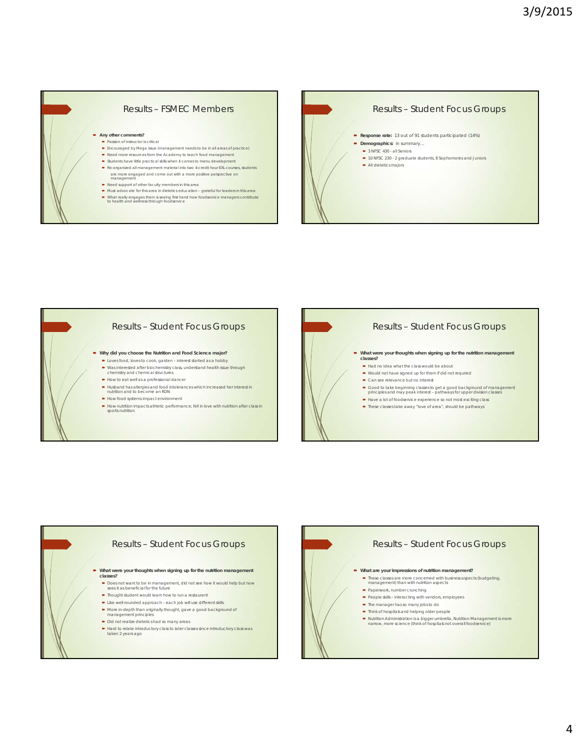## Results – FSMEC Members

- **Any other comments?**
  - Passion of instructor is critical
  - Encouraged by Mega issue (management needs to be in all areas of practice)
  - Need more resources from the Academy to teach food management
  - Students have little practical skills when it comes to menu development
  - Re-organized all management material into two 4-credit hour EXL courses, students are more engaged and come out with a more positive perspective on management
  - Need support of other faculty members in this area
  - Must advocate for this area in dietetics education – grateful for leaders in this area
  - What really engages them is seeing first hand how foodservice managers contribute to health and wellness through foodservice

## Results – Student Focus Groups

- **Response rate:** 13 out of 91 students participated (14%)
- **Demographics:** in summary…
  - 3 NFSC 430 - all Seniors
  - 10 NFSC 230 - 2 graduate students, 8 Sophomores and Juniors
  - All dietetics majors

## Results – Student Focus Groups

- **Why did you choose the Nutrition and Food Science major?**
  - Loves food, loves to cook, garden – interest started as a hobby
  - Was interested after biochemistry class, understand health issue through chemistry and chemical structures
  - How to eat well as a professional dancer
  - Husband has allergies and food intolerances which increased her interest in nutrition and to become an RDN
  - How food systems impact environment
  - How nutrition impacts athletic performance; fell in love with nutrition after class in sports nutrition

## Results – Student Focus Groups

- **What were your thoughts when signing up for the nutrition management classes?**
  - Had no idea what the class would be about
  - Would not have signed up for them if did not required
  - Can see relevance but no interest
  - Good to take beginning classes to get a good background of management principles and may peak interest – pathways for upper division classes
  - Have a lot of foodservice experience so not most exciting class
  - These classes take away "love of area", should be pathways

## Results – Student Focus Groups

- **What were your thoughts when signing up for the nutrition management classes?**
  - Does not want to be in management, did not see how it would help but now sees it as beneficial for the future
  - Thought student would learn how to run a restaurant
  - Like well-rounded approach – each job will use different skills
  - More in-depth than originally thought, gave a good background of management principles
  - Did not realize dietetics had so many areas
  - Hard to relate introductory class to later classes since introductory class was taken 2 years ago

## Results – Student Focus Groups

- **What are your impressions of nutrition management?**
  - These classes are more concerned with business aspects (budgeting, management) than with nutrition aspects
  - Paperwork, number crunching
  - People skills – interacting with vendors, employees
  - The manager has so many jobs to do
  - Think of hospitals and helping older people
  - Nutrition Administration is a bigger umbrella, Nutrition Management is more narrow, more science (think of hospitals not overall foodservice)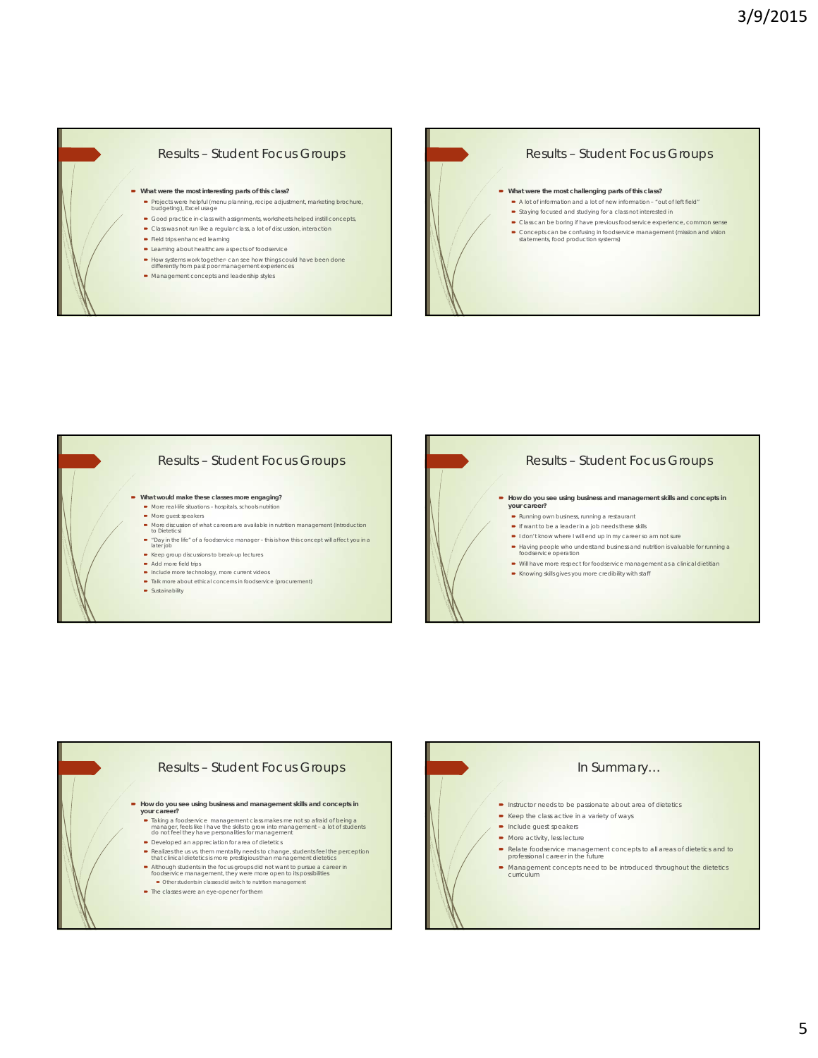## Results – Student Focus Groups

- **What were the most interesting parts of this class?**
  - Projects were helpful (menu planning, recipe adjustment, marketing brochure, budgeting), Excel usage
  - Good practice in-class with assignments, worksheets helped instill concepts,
  - Class was not run like a regular class, a lot of discussion, interaction
  - Field trips enhanced learning
  - Learning about healthcare aspects of foodservice
  - How systems work together- can see how things could have been done differently from past poor management experiences
  - Management concepts and leadership styles

## Results – Student Focus Groups

- **What were the most challenging parts of this class?**
  - A lot of information and a lot of new information – "out of left field"
  - Staying focused and studying for a class not interested in
  - Class can be boring if have previous foodservice experience, common sense
  - Concepts can be confusing in foodservice management (mission and vision statements, food production systems)

## Results – Student Focus Groups

- **What would make these classes more engaging?**
  - More real-life situations – hospitals, schools nutrition
  - More guest speakers
  - More discussion of what careers are available in nutrition management (Introduction to Dietetics)
  - "Day in the life" of a foodservice manager – this is how this concept will affect you in a later job
  - Keep group discussions to break-up lectures
  - Add more field trips
  - Include more technology, more current videos
  - Talk more about ethical concerns in foodservice (procurement)
  - Sustainability

## Results – Student Focus Groups

- **How do you see using business and management skills and concepts in your career?**
  - Running own business, running a restaurant
  - If want to be a leader in a job needs these skills
  - I don't know where I will end up in my career so am not sure
  - Having people who understand business and nutrition is valuable for running a foodservice operation
  - Will have more respect for foodservice management as a clinical dietitian
  - Knowing skills gives you more credibility with staff

## Results – Student Focus Groups

- **How do you see using business and management skills and concepts in your career?**
  - Taking a foodservice management class makes me not so afraid of being a manager, feels like I have the skills to grow into management – a lot of students do not feel they have personalities for management
  - Developed an appreciation for area of dietetics
  - Realizes the us vs. them mentality needs to change, students feel the perception that clinical dietetics is more prestigious than management dietetics
  - Although students in the focus groups did not want to pursue a career in foodservice management, they were more open to its possibilities
    - Other students in classes did switch to nutrition management
  - The classes were an eye-opener for them

## In Summary…

- Instructor needs to be passionate about area of dietetics
- Keep the class active in a variety of ways
- Include guest speakers
- More activity, less lecture
- Relate foodservice management concepts to all areas of dietetics and to professional career in the future
- Management concepts need to be introduced throughout the dietetics curriculum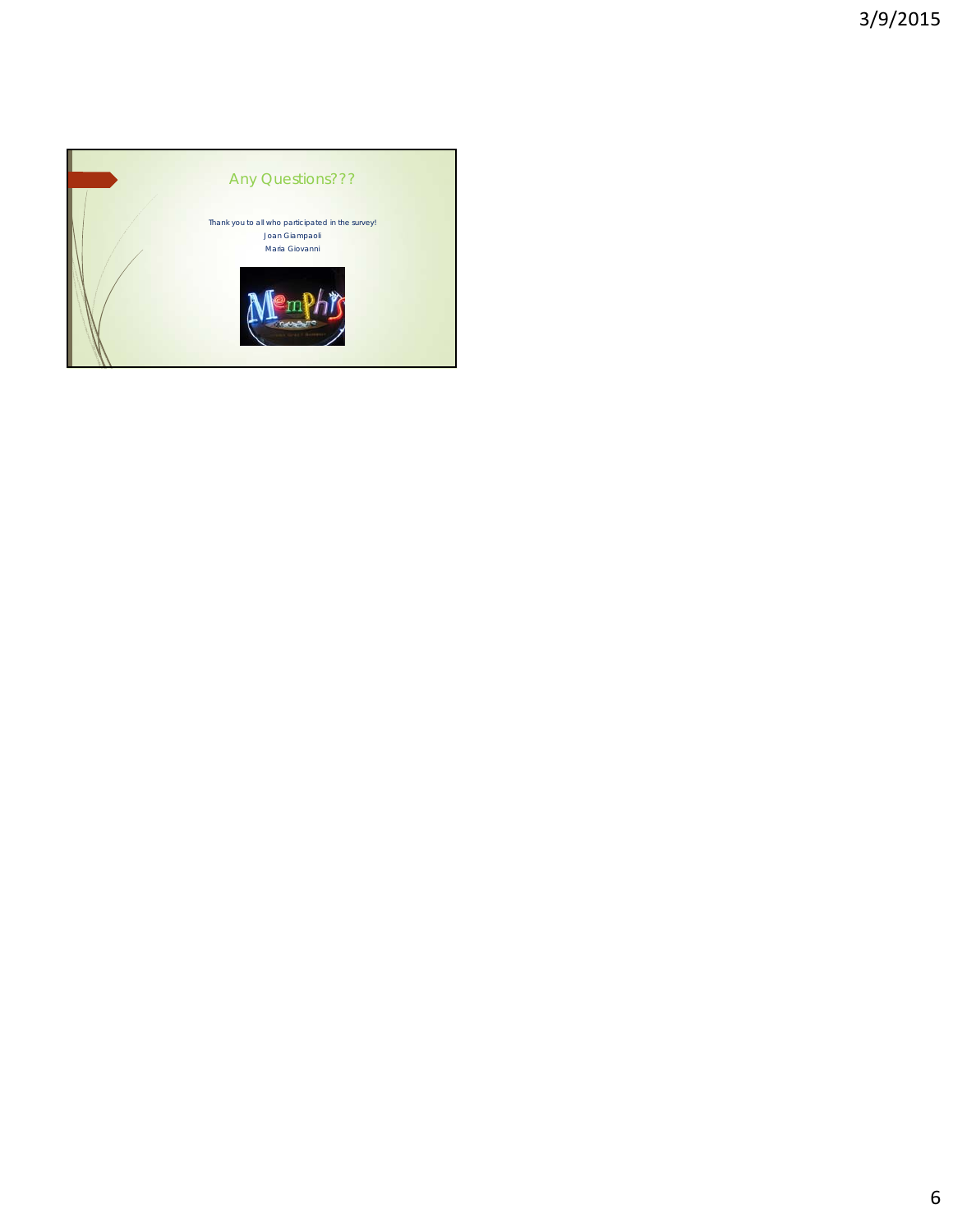## Any Questions???

Thank you to all who participated in the survey!

Joan Giampaoli

Maria Giovanni